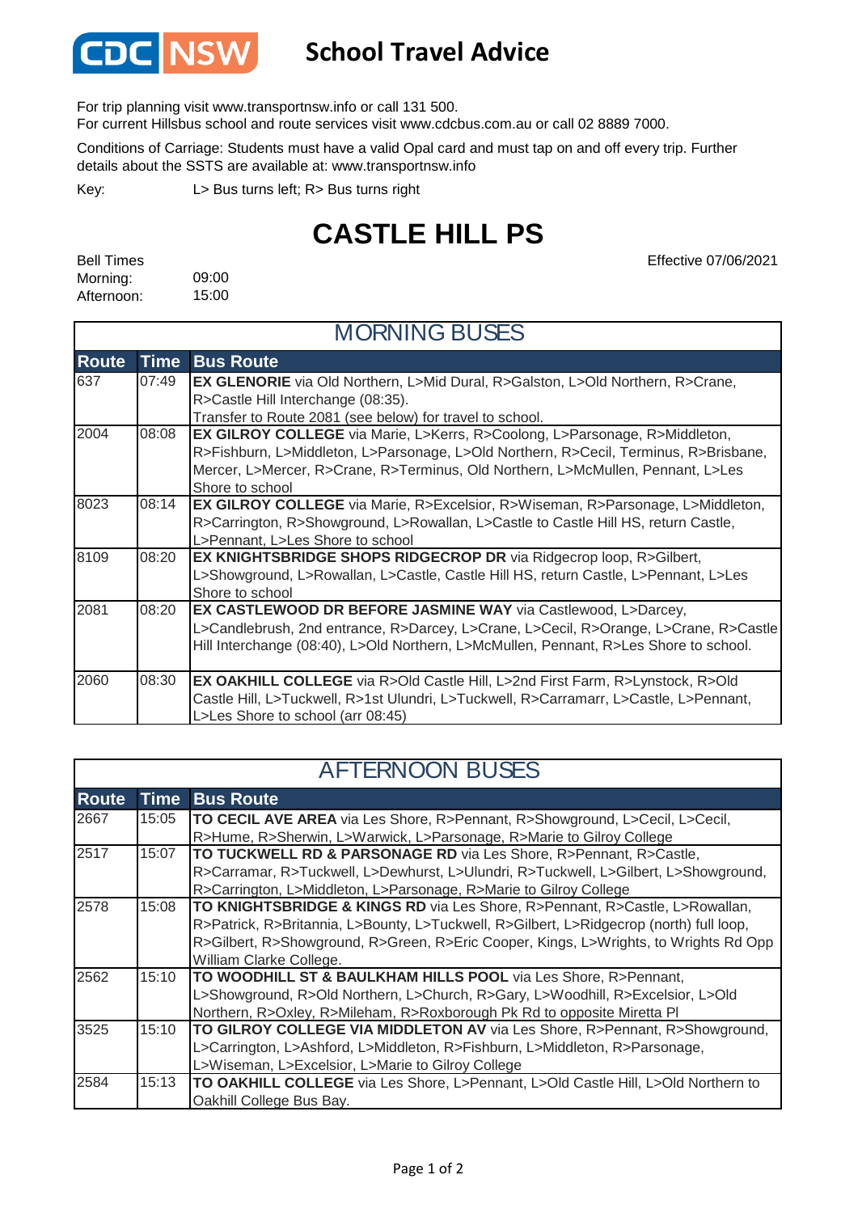CDC NSW

# School Travel Advice

For trip planning visit www.transportnsw.info or call 131 500.
For current Hillsbus school and route services visit www.cdcbus.com.au or call 02 8889 7000.

Conditions of Carriage: Students must have a valid Opal card and must tap on and off every trip. Further details about the SSTS are available at: www.transportnsw.info

Key: L> Bus turns left; R> Bus turns right

# CASTLE HILL PS

Effective 07/06/2021

Bell Times
Morning: 09:00
Afternoon: 15:00

## MORNING BUSES

| Route | Time | Bus Route |
|---|---|---|
| 637 | 07:49 | **EX GLENORIE** via Old Northern, L>Mid Dural, R>Galston, L>Old Northern, R>Crane, R>Castle Hill Interchange (08:35). Transfer to Route 2081 (see below) for travel to school. |
| 2004 | 08:08 | **EX GILROY COLLEGE** via Marie, L>Kerrs, R>Coolong, L>Parsonage, R>Middleton, R>Fishburn, L>Middleton, L>Parsonage, L>Old Northern, R>Cecil, Terminus, R>Brisbane, Mercer, L>Mercer, R>Crane, R>Terminus, Old Northern, L>McMullen, Pennant, L>Les Shore to school |
| 8023 | 08:14 | **EX GILROY COLLEGE** via Marie, R>Excelsior, R>Wiseman, R>Parsonage, L>Middleton, R>Carrington, R>Showground, L>Rowallan, L>Castle to Castle Hill HS, return Castle, L>Pennant, L>Les Shore to school |
| 8109 | 08:20 | **EX KNIGHTSBRIDGE SHOPS RIDGECROP DR** via Ridgecrop loop, R>Gilbert, L>Showground, L>Rowallan, L>Castle, Castle Hill HS, return Castle, L>Pennant, L>Les Shore to school |
| 2081 | 08:20 | **EX CASTLEWOOD DR BEFORE JASMINE WAY** via Castlewood, L>Darcey, L>Candlebrush, 2nd entrance, R>Darcey, L>Crane, L>Cecil, R>Orange, L>Crane, R>Castle Hill Interchange (08:40), L>Old Northern, L>McMullen, Pennant, R>Les Shore to school. |
| 2060 | 08:30 | **EX OAKHILL COLLEGE** via R>Old Castle Hill, L>2nd First Farm, R>Lynstock, R>Old Castle Hill, L>Tuckwell, R>1st Ulundri, L>Tuckwell, R>Carramarr, L>Castle, L>Pennant, L>Les Shore to school (arr 08:45) |

## AFTERNOON BUSES

| Route | Time | Bus Route |
|---|---|---|
| 2667 | 15:05 | **TO CECIL AVE AREA** via Les Shore, R>Pennant, R>Showground, L>Cecil, L>Cecil, R>Hume, R>Sherwin, L>Warwick, L>Parsonage, R>Marie to Gilroy College |
| 2517 | 15:07 | **TO TUCKWELL RD & PARSONAGE RD** via Les Shore, R>Pennant, R>Castle, R>Carramar, R>Tuckwell, L>Dewhurst, L>Ulundri, R>Tuckwell, L>Gilbert, L>Showground, R>Carrington, L>Middleton, L>Parsonage, R>Marie to Gilroy College |
| 2578 | 15:08 | **TO KNIGHTSBRIDGE & KINGS RD** via Les Shore, R>Pennant, R>Castle, L>Rowallan, R>Patrick, R>Britannia, L>Bounty, L>Tuckwell, R>Gilbert, L>Ridgecrop (north) full loop, R>Gilbert, R>Showground, R>Green, R>Eric Cooper, Kings, L>Wrights, to Wrights Rd Opp William Clarke College. |
| 2562 | 15:10 | **TO WOODHILL ST & BAULKHAM HILLS POOL** via Les Shore, R>Pennant, L>Showground, R>Old Northern, L>Church, R>Gary, L>Woodhill, R>Excelsior, L>Old Northern, R>Oxley, R>Mileham, R>Roxborough Pk Rd to opposite Miretta Pl |
| 3525 | 15:10 | **TO GILROY COLLEGE VIA MIDDLETON AV** via Les Shore, R>Pennant, R>Showground, L>Carrington, L>Ashford, L>Middleton, R>Fishburn, L>Middleton, R>Parsonage, L>Wiseman, L>Excelsior, L>Marie to Gilroy College |
| 2584 | 15:13 | **TO OAKHILL COLLEGE** via Les Shore, L>Pennant, L>Old Castle Hill, L>Old Northern to Oakhill College Bus Bay. |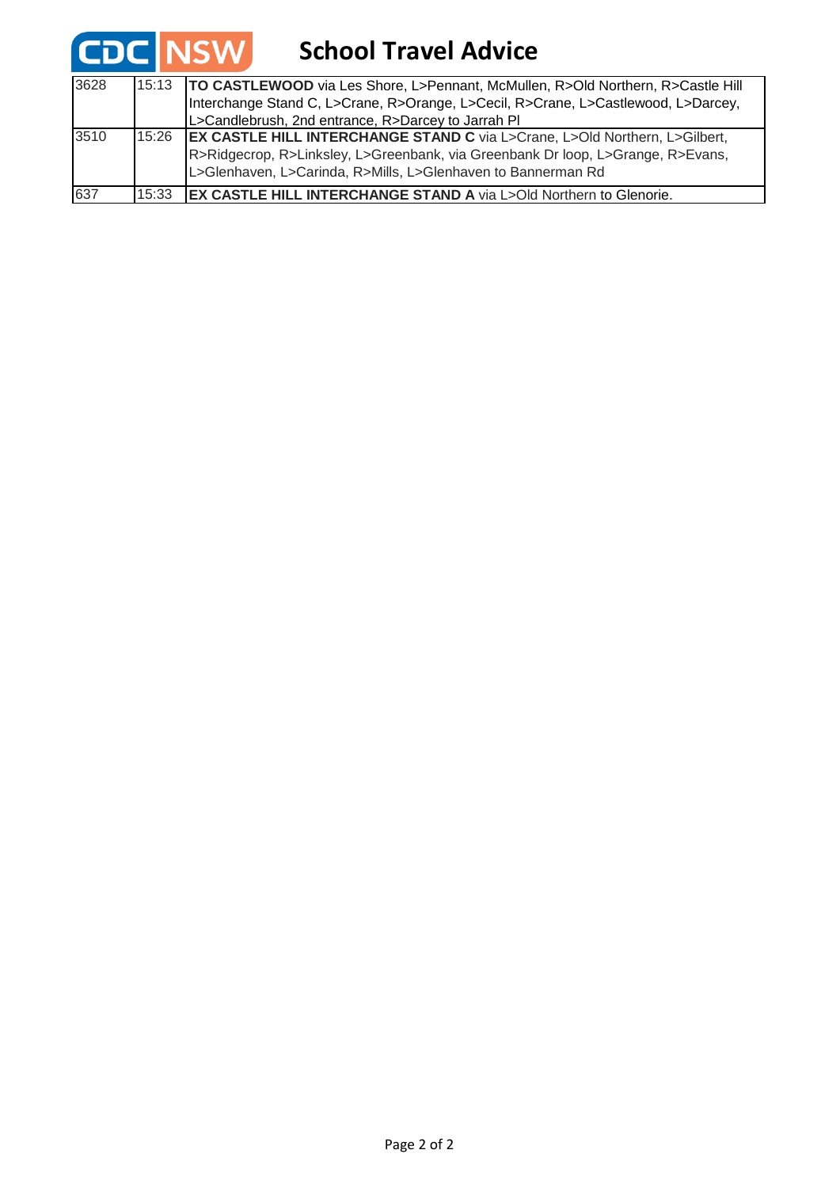# School Travel Advice

| | | |
|---|---|---|
| 3628 | 15:13 | **TO CASTLEWOOD** via Les Shore, L>Pennant, McMullen, R>Old Northern, R>Castle Hill Interchange Stand C, L>Crane, R>Orange, L>Cecil, R>Crane, L>Castlewood, L>Darcey, L>Candlebrush, 2nd entrance, R>Darcey to Jarrah Pl |
| 3510 | 15:26 | **EX CASTLE HILL INTERCHANGE STAND C** via L>Crane, L>Old Northern, L>Gilbert, R>Ridgecrop, R>Linksley, L>Greenbank, via Greenbank Dr loop, L>Grange, R>Evans, L>Glenhaven, L>Carinda, R>Mills, L>Glenhaven to Bannerman Rd |
| 637 | 15:33 | **EX CASTLE HILL INTERCHANGE STAND A** via L>Old Northern to Glenorie. |